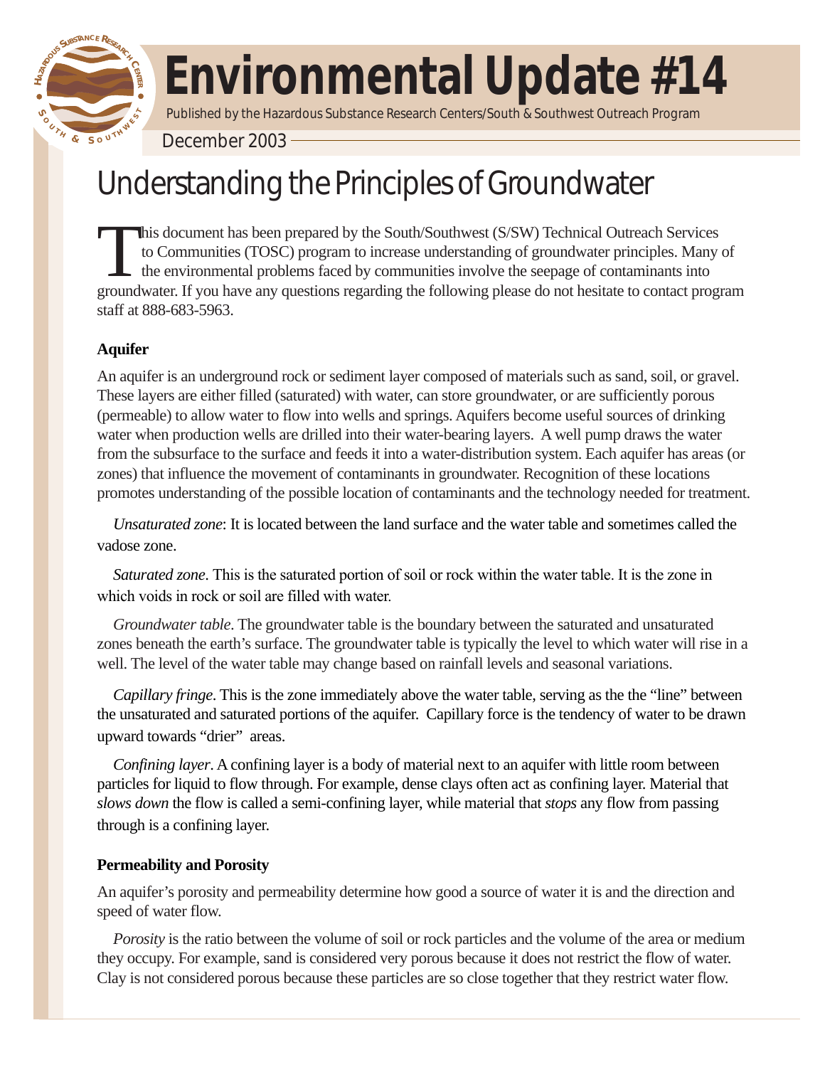# Environmental Update #14

Published by the Hazardous Substance Research Centers/South & Southwest Outreach Program

December 2003

## Understanding the Principles of Groundwater

This document has been prepared by the South/Southwest (S/SW) Technical Outreach Services to Communities (TOSC) program to increase understanding of groundwater principles. Many of the environmental problems faced by communities involve the seepage of contaminants into groundwater. If you have any questions regarding the following please do not hesitate to contact program staff at 888-683-5963.

### Aquifer

An aquifer is an underground rock or sediment layer composed of materials such as sand, soil, or gravel. These layers are either filled (saturated) with water, can store groundwater, or are sufficiently porous (permeable) to allow water to flow into wells and springs. Aquifers become useful sources of drinking water when production wells are drilled into their water-bearing layers. A well pump draws the water from the subsurface to the surface and feeds it into a water-distribution system. Each aquifer has areas (or zones) that influence the movement of contaminants in groundwater. Recognition of these locations promotes understanding of the possible location of contaminants and the technology needed for treatment.

*Unsaturated zone*: It is located between the land surface and the water table and sometimes called the vadose zone.

*Saturated zone*. This is the saturated portion of soil or rock within the water table. It is the zone in which voids in rock or soil are filled with water.

*Groundwater table*. The groundwater table is the boundary between the saturated and unsaturated zones beneath the earth's surface. The groundwater table is typically the level to which water will rise in a well. The level of the water table may change based on rainfall levels and seasonal variations.

*Capillary fringe*. This is the zone immediately above the water table, serving as the the "line" between the unsaturated and saturated portions of the aquifer. Capillary force is the tendency of water to be drawn upward towards "drier" areas.

*Confining layer*. A confining layer is a body of material next to an aquifer with little room between particles for liquid to flow through. For example, dense clays often act as confining layer. Material that *slows down* the flow is called a semi-confining layer, while material that *stops* any flow from passing through is a confining layer.

### Permeability and Porosity

An aquifer's porosity and permeability determine how good a source of water it is and the direction and speed of water flow.

*Porosity* is the ratio between the volume of soil or rock particles and the volume of the area or medium they occupy. For example, sand is considered very porous because it does not restrict the flow of water. Clay is not considered porous because these particles are so close together that they restrict water flow.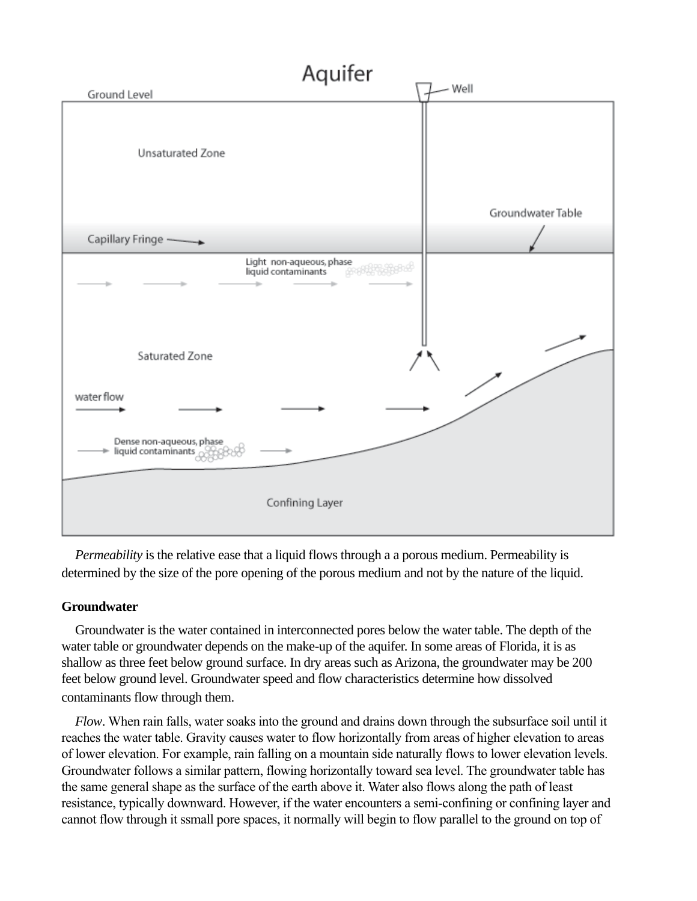*Permeability* is the relative ease that a liquid flows through a a porous medium. Permeability is determined by the size of the pore opening of the porous medium and not by the nature of the liquid.

**Groundwater**

Groundwater is the water contained in interconnected pores below the water table. The depth of the water table or groundwater depends on the make-up of the aquifer. In some areas of Florida, it is as shallow as three feet below ground surface. In dry areas such as Arizona, the groundwater may be 200 feet below ground level. Groundwater speed and flow characteristics determine how dissolved contaminants flow through them.

*Flow*. When rain falls, water soaks into the ground and drains down through the subsurface soil until it reaches the water table. Gravity causes water to flow horizontally from areas of higher elevation to areas of lower elevation. For example, rain falling on a mountain side naturally flows to lower elevation levels. Groundwater follows a similar pattern, flowing horizontally toward sea level. The groundwater table has the same general shape as the surface of the earth above it. Water also flows along the path of least resistance, typically downward. However, if the water encounters a semi-confining or confining layer and cannot flow through it ssmall pore spaces, it normally will begin to flow parallel to the ground on top of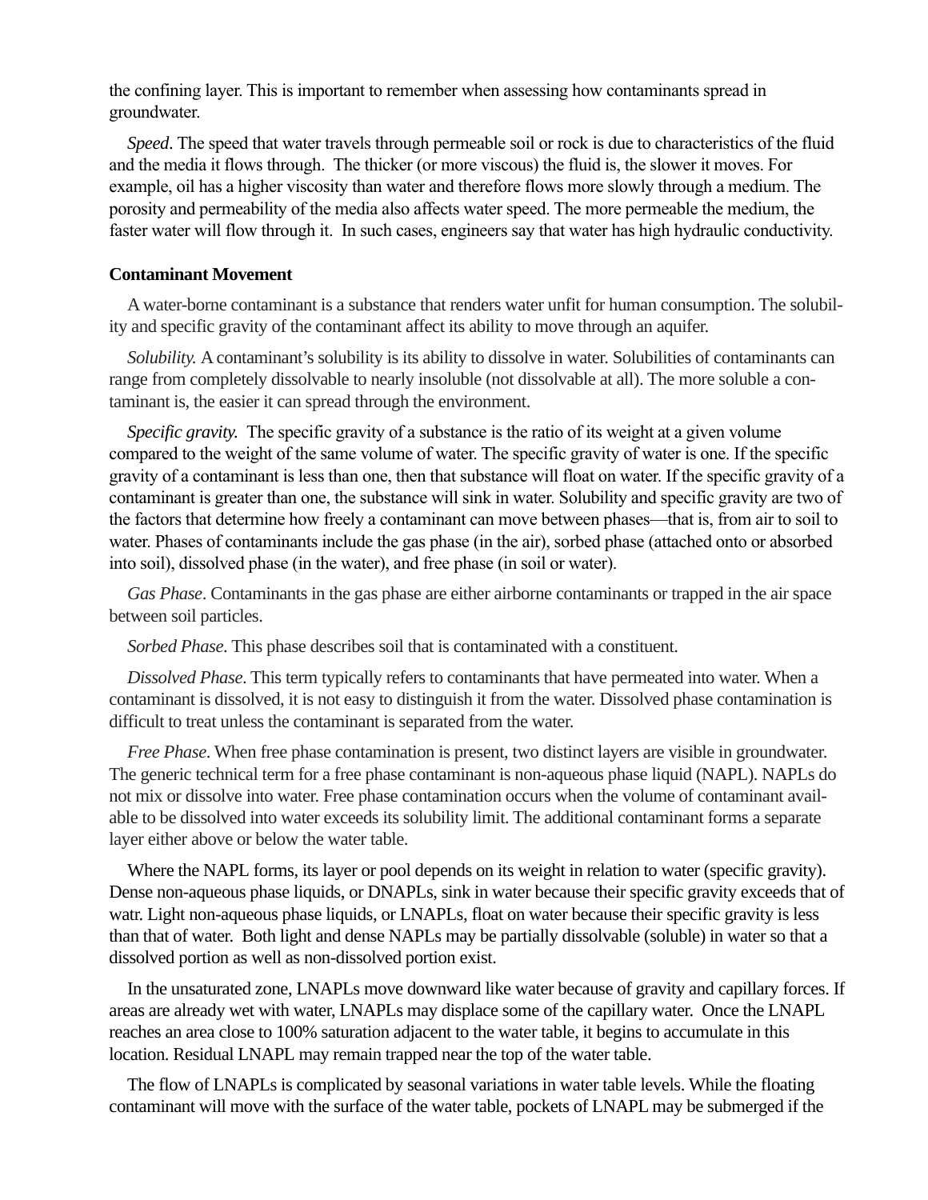the confining layer. This is important to remember when assessing how contaminants spread in groundwater.

*Speed*. The speed that water travels through permeable soil or rock is due to characteristics of the fluid and the media it flows through. The thicker (or more viscous) the fluid is, the slower it moves. For example, oil has a higher viscosity than water and therefore flows more slowly through a medium. The porosity and permeability of the media also affects water speed. The more permeable the medium, the faster water will flow through it. In such cases, engineers say that water has high hydraulic conductivity.

**Contaminant Movement**

A water-borne contaminant is a substance that renders water unfit for human consumption. The solubility and specific gravity of the contaminant affect its ability to move through an aquifer.

*Solubility.* A contaminant's solubility is its ability to dissolve in water. Solubilities of contaminants can range from completely dissolvable to nearly insoluble (not dissolvable at all). The more soluble a contaminant is, the easier it can spread through the environment.

*Specific gravity.* The specific gravity of a substance is the ratio of its weight at a given volume compared to the weight of the same volume of water. The specific gravity of water is one. If the specific gravity of a contaminant is less than one, then that substance will float on water. If the specific gravity of a contaminant is greater than one, the substance will sink in water. Solubility and specific gravity are two of the factors that determine how freely a contaminant can move between phases—that is, from air to soil to water. Phases of contaminants include the gas phase (in the air), sorbed phase (attached onto or absorbed into soil), dissolved phase (in the water), and free phase (in soil or water).

*Gas Phase*. Contaminants in the gas phase are either airborne contaminants or trapped in the air space between soil particles.

*Sorbed Phase*. This phase describes soil that is contaminated with a constituent.

*Dissolved Phase*. This term typically refers to contaminants that have permeated into water. When a contaminant is dissolved, it is not easy to distinguish it from the water. Dissolved phase contamination is difficult to treat unless the contaminant is separated from the water.

*Free Phase*. When free phase contamination is present, two distinct layers are visible in groundwater. The generic technical term for a free phase contaminant is non-aqueous phase liquid (NAPL). NAPLs do not mix or dissolve into water. Free phase contamination occurs when the volume of contaminant available to be dissolved into water exceeds its solubility limit. The additional contaminant forms a separate layer either above or below the water table.

Where the NAPL forms, its layer or pool depends on its weight in relation to water (specific gravity). Dense non-aqueous phase liquids, or DNAPLs, sink in water because their specific gravity exceeds that of watr. Light non-aqueous phase liquids, or LNAPLs, float on water because their specific gravity is less than that of water. Both light and dense NAPLs may be partially dissolvable (soluble) in water so that a dissolved portion as well as non-dissolved portion exist.

In the unsaturated zone, LNAPLs move downward like water because of gravity and capillary forces. If areas are already wet with water, LNAPLs may displace some of the capillary water. Once the LNAPL reaches an area close to 100% saturation adjacent to the water table, it begins to accumulate in this location. Residual LNAPL may remain trapped near the top of the water table.

The flow of LNAPLs is complicated by seasonal variations in water table levels. While the floating contaminant will move with the surface of the water table, pockets of LNAPL may be submerged if the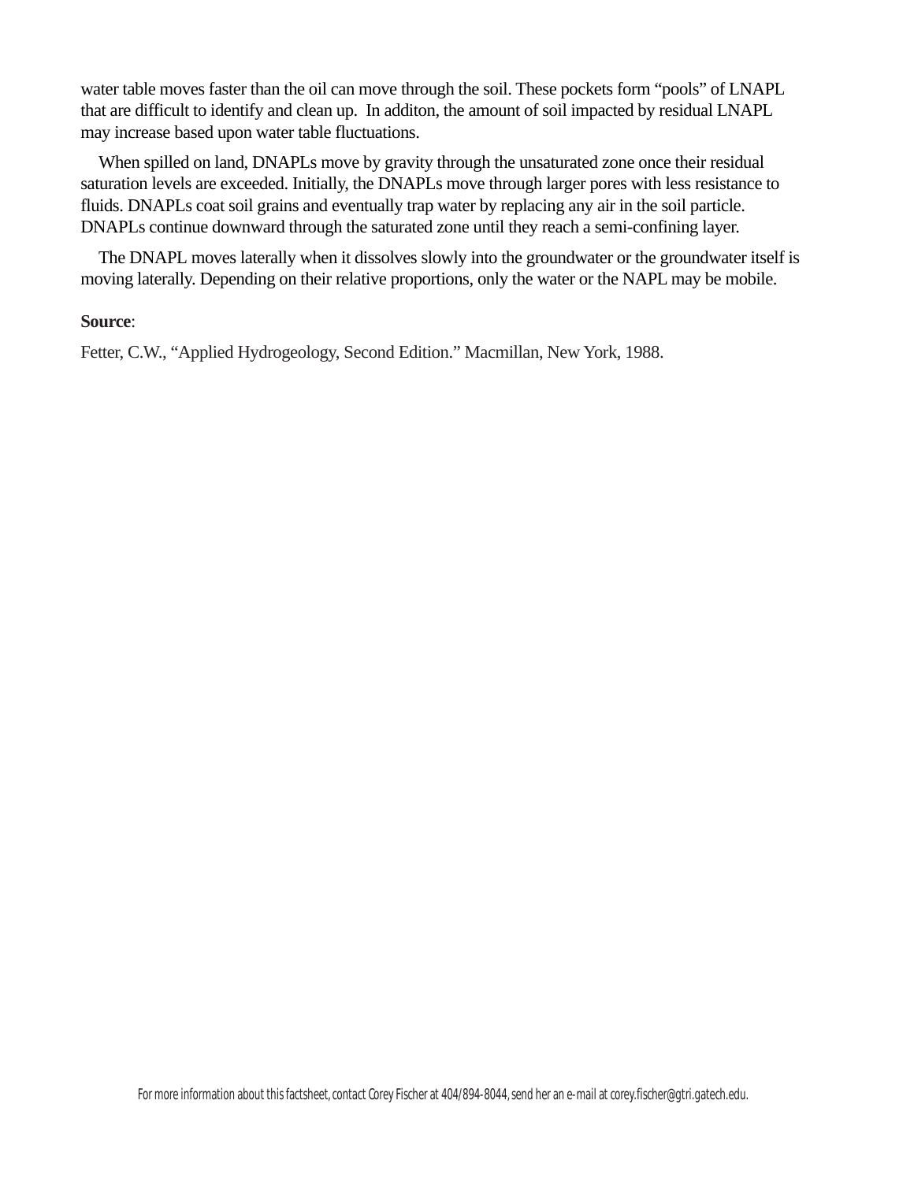water table moves faster than the oil can move through the soil. These pockets form “pools” of LNAPL that are difficult to identify and clean up. In additon, the amount of soil impacted by residual LNAPL may increase based upon water table fluctuations.

When spilled on land, DNAPLs move by gravity through the unsaturated zone once their residual saturation levels are exceeded. Initially, the DNAPLs move through larger pores with less resistance to fluids. DNAPLs coat soil grains and eventually trap water by replacing any air in the soil particle. DNAPLs continue downward through the saturated zone until they reach a semi-confining layer.

The DNAPL moves laterally when it dissolves slowly into the groundwater or the groundwater itself is moving laterally. Depending on their relative proportions, only the water or the NAPL may be mobile.

**Source**:

Fetter, C.W., “Applied Hydrogeology, Second Edition.” Macmillan, New York, 1988.

For more information about this factsheet, contact Corey Fischer at 404/894-8044, send her an e-mail at corey.fischer@gtri.gatech.edu.